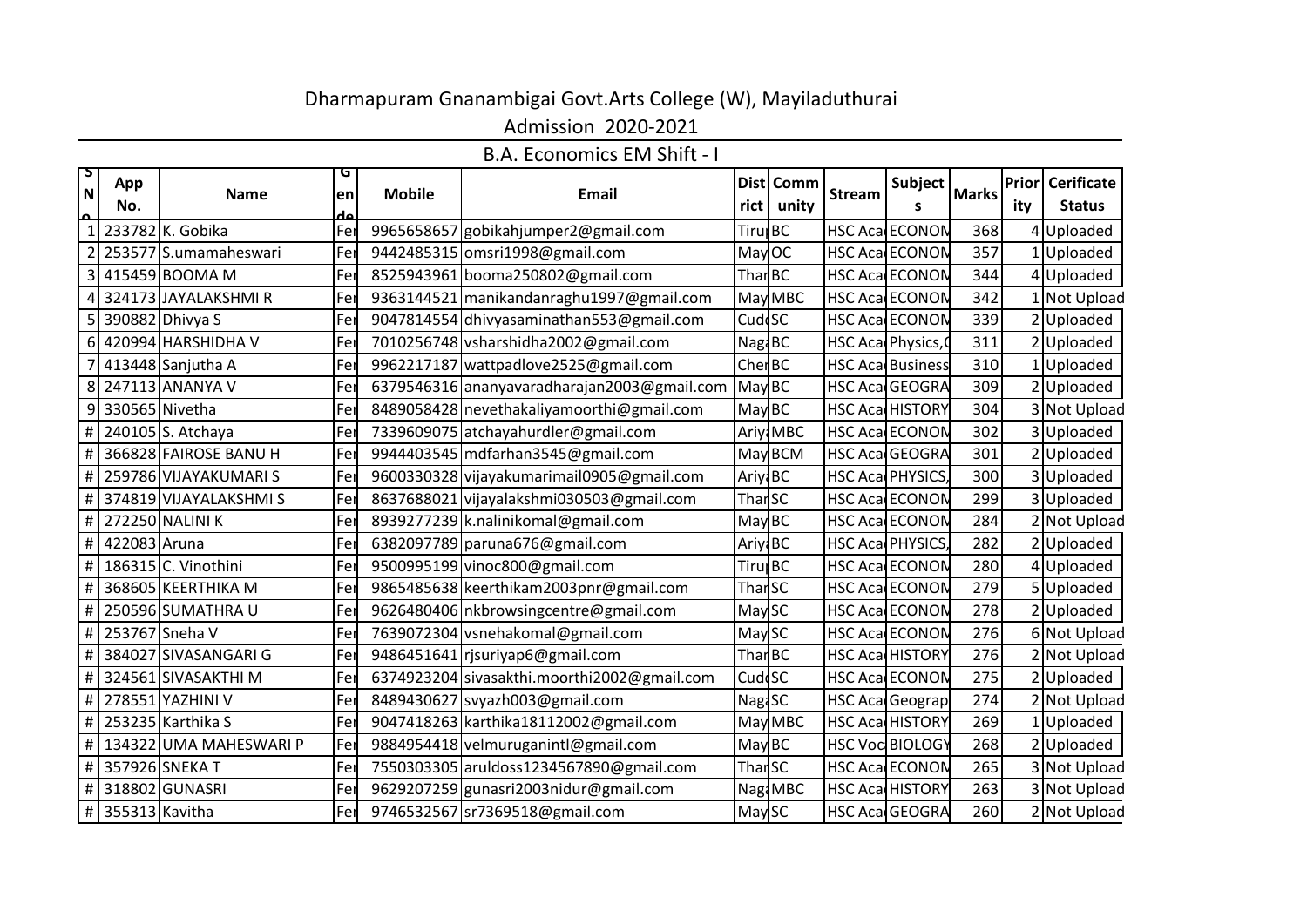# Dharmapuram Gnanambigai Govt.Arts College (W), Mayiladuthurai

## Admission 2020-2021

### B.A. Economics EM Shift - I

| S N o | App No. | Name | Gen de | Mobile | Email | District | Community | Stream | Subjects | Marks | Priority | Cerificate Status |
|---|---|---|---|---|---|---|---|---|---|---|---|---|
| 1 | 233782 | K. Gobika | Fer | 9965658657 | gobikahjumper2@gmail.com | Tiru | BC | HSC Aca | ECONON | 368 | 4 | Uploaded |
| 2 | 253577 | S.umamaheswari | Fer | 9442485315 | omsri1998@gmail.com | May | OC | HSC Aca | ECONON | 357 | 1 | Uploaded |
| 3 | 415459 | BOOMA M | Fer | 8525943961 | booma250802@gmail.com | Thar | BC | HSC Aca | ECONON | 344 | 4 | Uploaded |
| 4 | 324173 | JAYALAKSHMI R | Fer | 9363144521 | manikandanraghu1997@gmail.com | May | MBC | HSC Aca | ECONON | 342 | 1 | Not Upload |
| 5 | 390882 | Dhivya S | Fer | 9047814554 | dhivyasaminathan553@gmail.com | Cud | SC | HSC Aca | ECONON | 339 | 2 | Uploaded |
| 6 | 420994 | HARSHIDHA V | Fer | 7010256748 | vsharshidha2002@gmail.com | Naga | BC | HSC Aca | Physics,C | 311 | 2 | Uploaded |
| 7 | 413448 | Sanjutha A | Fer | 9962217187 | wattpadlove2525@gmail.com | Cher | BC | HSC Aca | Business | 310 | 1 | Uploaded |
| 8 | 247113 | ANANYA V | Fer | 6379546316 | ananyavaradharajan2003@gmail.com | May | BC | HSC Aca | GEOGRA | 309 | 2 | Uploaded |
| 9 | 330565 | Nivetha | Fer | 8489058428 | nevethakaliyamoorthi@gmail.com | May | BC | HSC Aca | HISTORY | 304 | 3 | Not Upload |
| # | 240105 | S. Atchaya | Fer | 7339609075 | atchayahurdler@gmail.com | Ariya | MBC | HSC Aca | ECONON | 302 | 3 | Uploaded |
| # | 366828 | FAIROSE BANU H | Fer | 9944403545 | mdfarhan3545@gmail.com | May | BCM | HSC Aca | GEOGRA | 301 | 2 | Uploaded |
| # | 259786 | VIJAYAKUMARI S | Fer | 9600330328 | vijayakumarimail0905@gmail.com | Ariya | BC | HSC Aca | PHYSICS, | 300 | 3 | Uploaded |
| # | 374819 | VIJAYALAKSHMI S | Fer | 8637688021 | vijayalakshmi030503@gmail.com | Thar | SC | HSC Aca | ECONON | 299 | 3 | Uploaded |
| # | 272250 | NALINI K | Fer | 8939277239 | k.nalinikomal@gmail.com | May | BC | HSC Aca | ECONON | 284 | 2 | Not Upload |
| # | 422083 | Aruna | Fer | 6382097789 | paruna676@gmail.com | Ariya | BC | HSC Aca | PHYSICS, | 282 | 2 | Uploaded |
| # | 186315 | C. Vinothini | Fer | 9500995199 | vinoc800@gmail.com | Tiru | BC | HSC Aca | ECONON | 280 | 4 | Uploaded |
| # | 368605 | KEERTHIKA M | Fer | 9865485638 | keerthikam2003pnr@gmail.com | Thar | SC | HSC Aca | ECONON | 279 | 5 | Uploaded |
| # | 250596 | SUMATHRA U | Fer | 9626480406 | nkbrowsingcentre@gmail.com | May | SC | HSC Aca | ECONON | 278 | 2 | Uploaded |
| # | 253767 | Sneha V | Fer | 7639072304 | vsnehakomal@gmail.com | May | SC | HSC Aca | ECONON | 276 | 6 | Not Upload |
| # | 384027 | SIVASANGARI G | Fer | 9486451641 | rjsuriyap6@gmail.com | Thar | BC | HSC Aca | HISTORY | 276 | 2 | Not Upload |
| # | 324561 | SIVASAKTHI M | Fer | 6374923204 | sivasakthi.moorthi2002@gmail.com | Cud | SC | HSC Aca | ECONON | 275 | 2 | Uploaded |
| # | 278551 | YAZHINI V | Fer | 8489430627 | svyazh003@gmail.com | Naga | SC | HSC Aca | Geograp | 274 | 2 | Not Upload |
| # | 253235 | Karthika S | Fer | 9047418263 | karthika18112002@gmail.com | May | MBC | HSC Aca | HISTORY | 269 | 1 | Uploaded |
| # | 134322 | UMA MAHESWARI P | Fer | 9884954418 | velmuruganintl@gmail.com | May | BC | HSC Voc | BIOLOGY | 268 | 2 | Uploaded |
| # | 357926 | SNEKA T | Fer | 7550303305 | aruldoss1234567890@gmail.com | Thar | SC | HSC Aca | ECONON | 265 | 3 | Not Upload |
| # | 318802 | GUNASRI | Fer | 9629207259 | gunasri2003nidur@gmail.com | Naga | MBC | HSC Aca | HISTORY | 263 | 3 | Not Upload |
| # | 355313 | Kavitha | Fer | 9746532567 | sr7369518@gmail.com | May | SC | HSC Aca | GEOGRA | 260 | 2 | Not Upload |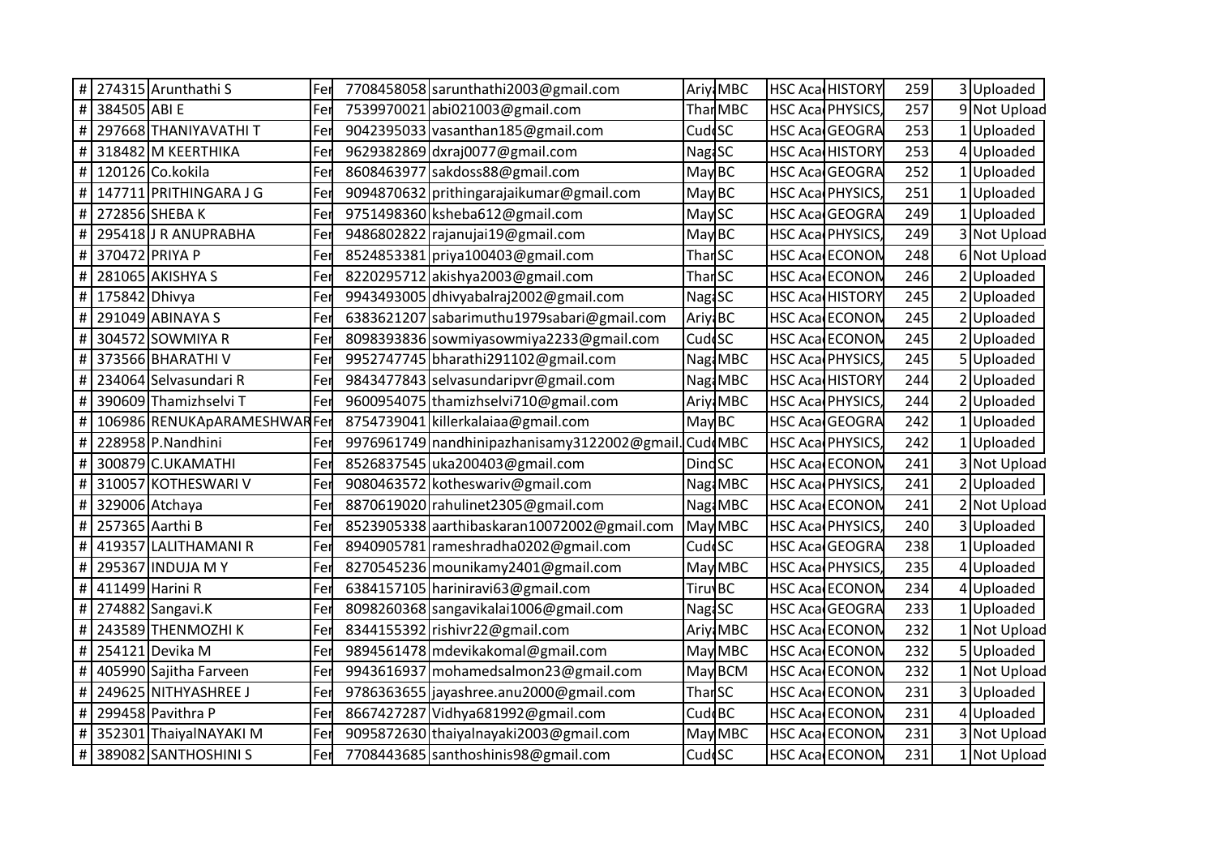| # | 274315 | Arunthathi S | Fer | 7708458058 | sarunthathi2003@gmail.com | Ariy | MBC | HSC Aca | HISTORY | 259 | 3 | Uploaded |
|---|---|---|---|---|---|---|---|---|---|---|---|---|
| # | 384505 | ABI E | Fer | 7539970021 | abi021003@gmail.com | Thar | MBC | HSC Aca | PHYSICS, | 257 | 9 | Not Upload |
| # | 297668 | THANIYAVATHI T | Fer | 9042395033 | vasanthan185@gmail.com | Cud | SC | HSC Aca | GEOGRA | 253 | 1 | Uploaded |
| # | 318482 | M KEERTHIKA | Fer | 9629382869 | dxraj0077@gmail.com | Nag | SC | HSC Aca | HISTORY | 253 | 4 | Uploaded |
| # | 120126 | Co.kokila | Fer | 8608463977 | sakdoss88@gmail.com | May | BC | HSC Aca | GEOGRA | 252 | 1 | Uploaded |
| # | 147711 | PRITHINGARA J G | Fer | 9094870632 | prithingarajaikumar@gmail.com | May | BC | HSC Aca | PHYSICS, | 251 | 1 | Uploaded |
| # | 272856 | SHEBA K | Fer | 9751498360 | ksheba612@gmail.com | May | SC | HSC Aca | GEOGRA | 249 | 1 | Uploaded |
| # | 295418 | J R ANUPRABHA | Fer | 9486802822 | rajanujai19@gmail.com | May | BC | HSC Aca | PHYSICS, | 249 | 3 | Not Upload |
| # | 370472 | PRIYA P | Fer | 8524853381 | priya100403@gmail.com | Thar | SC | HSC Aca | ECONON | 248 | 6 | Not Upload |
| # | 281065 | AKISHYA S | Fer | 8220295712 | akishya2003@gmail.com | Thar | SC | HSC Aca | ECONON | 246 | 2 | Uploaded |
| # | 175842 | Dhivya | Fer | 9943493005 | dhivyabalraj2002@gmail.com | Nag | SC | HSC Aca | HISTORY | 245 | 2 | Uploaded |
| # | 291049 | ABINAYA S | Fer | 6383621207 | sabarimuthu1979sabari@gmail.com | Ariy | BC | HSC Aca | ECONON | 245 | 2 | Uploaded |
| # | 304572 | SOWMIYA R | Fer | 8098393836 | sowmiyasowmiya2233@gmail.com | Cud | SC | HSC Aca | ECONON | 245 | 2 | Uploaded |
| # | 373566 | BHARATHI V | Fer | 9952747745 | bharathi291102@gmail.com | Nag | MBC | HSC Aca | PHYSICS, | 245 | 5 | Uploaded |
| # | 234064 | Selvasundari R | Fer | 9843477843 | selvasundaripvr@gmail.com | Nag | MBC | HSC Aca | HISTORY | 244 | 2 | Uploaded |
| # | 390609 | Thamizhselvi T | Fer | 9600954075 | thamizhselvi710@gmail.com | Ariy | MBC | HSC Aca | PHYSICS, | 244 | 2 | Uploaded |
| # | 106986 | RENUKApARAMESHWAR | Fer | 8754739041 | killerkalaiaa@gmail.com | May | BC | HSC Aca | GEOGRA | 242 | 1 | Uploaded |
| # | 228958 | P.Nandhini | Fer | 9976961749 | nandhinipazhanisamy3122002@gmail. | Cud | MBC | HSC Aca | PHYSICS, | 242 | 1 | Uploaded |
| # | 300879 | C.UKAMATHI | Fer | 8526837545 | uka200403@gmail.com | Dind | SC | HSC Aca | ECONON | 241 | 3 | Not Upload |
| # | 310057 | KOTHESWARI V | Fer | 9080463572 | kotheswariv@gmail.com | Nag | MBC | HSC Aca | PHYSICS, | 241 | 2 | Uploaded |
| # | 329006 | Atchaya | Fer | 8870619020 | rahulinet2305@gmail.com | Nag | MBC | HSC Aca | ECONON | 241 | 2 | Not Upload |
| # | 257365 | Aarthi B | Fer | 8523905338 | aarthibaskaran10072002@gmail.com | May | MBC | HSC Aca | PHYSICS, | 240 | 3 | Uploaded |
| # | 419357 | LALITHAMANI R | Fer | 8940905781 | rameshradha0202@gmail.com | Cud | SC | HSC Aca | GEOGRA | 238 | 1 | Uploaded |
| # | 295367 | INDUJA M Y | Fer | 8270545236 | mounikamy2401@gmail.com | May | MBC | HSC Aca | PHYSICS, | 235 | 4 | Uploaded |
| # | 411499 | Harini R | Fer | 6384157105 | hariniravi63@gmail.com | Tiru | BC | HSC Aca | ECONON | 234 | 4 | Uploaded |
| # | 274882 | Sangavi.K | Fer | 8098260368 | sangavikalai1006@gmail.com | Nag | SC | HSC Aca | GEOGRA | 233 | 1 | Uploaded |
| # | 243589 | THENMOZHI K | Fer | 8344155392 | rishivr22@gmail.com | Ariy | MBC | HSC Aca | ECONON | 232 | 1 | Not Upload |
| # | 254121 | Devika M | Fer | 9894561478 | mdevikakomal@gmail.com | May | MBC | HSC Aca | ECONON | 232 | 5 | Uploaded |
| # | 405990 | Sajitha Farveen | Fer | 9943616937 | mohamedsalmon23@gmail.com | May | BCM | HSC Aca | ECONON | 232 | 1 | Not Upload |
| # | 249625 | NITHYASHREE J | Fer | 9786363655 | jayashree.anu2000@gmail.com | Thar | SC | HSC Aca | ECONON | 231 | 3 | Uploaded |
| # | 299458 | Pavithra P | Fer | 8667427287 | Vidhya681992@gmail.com | Cud | BC | HSC Aca | ECONON | 231 | 4 | Uploaded |
| # | 352301 | ThaiyalNAYAKI M | Fer | 9095872630 | thaiyalnayaki2003@gmail.com | May | MBC | HSC Aca | ECONON | 231 | 3 | Not Upload |
| # | 389082 | SANTHOSHINI S | Fer | 7708443685 | santhoshinis98@gmail.com | Cud | SC | HSC Aca | ECONON | 231 | 1 | Not Upload |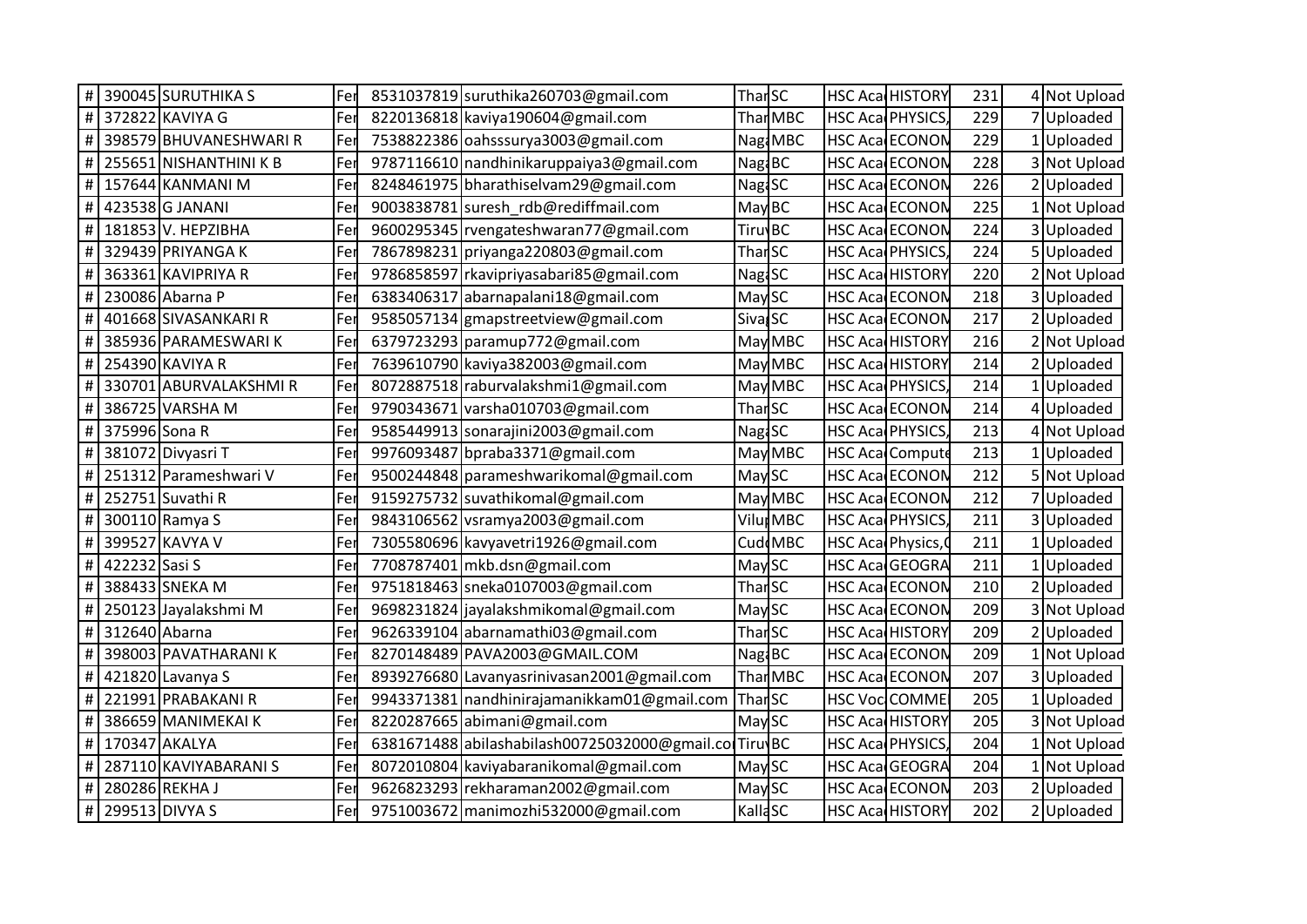| # | 390045 | SURUTHIKA S | Fe | 8531037819 | suruthika260703@gmail.com | Thar | SC | HSC Aca | HISTORY | 231 | 4 | Not Upload |
|---|---|---|---|---|---|---|---|---|---|---|---|---|
| # | 372822 | KAVIYA G | Fe | 8220136818 | kaviya190604@gmail.com | Thar | MBC | HSC Aca | PHYSICS, | 229 | 7 | Uploaded |
| # | 398579 | BHUVANESHWARI R | Fe | 7538822386 | oahsssurya3003@gmail.com | Naga | MBC | HSC Aca | ECONON | 229 | 1 | Uploaded |
| # | 255651 | NISHANTHINI K B | Fe | 9787116610 | nandhinikaruppaiya3@gmail.com | Naga | BC | HSC Aca | ECONON | 228 | 3 | Not Upload |
| # | 157644 | KANMANI M | Fe | 8248461975 | bharathiselvam29@gmail.com | Naga | SC | HSC Aca | ECONON | 226 | 2 | Uploaded |
| # | 423538 | G JANANI | Fe | 9003838781 | suresh_rdb@rediffmail.com | May | BC | HSC Aca | ECONON | 225 | 1 | Not Upload |
| # | 181853 | V. HEPZIBHA | Fe | 9600295345 | rvengateshwaran77@gmail.com | Tiru | BC | HSC Aca | ECONON | 224 | 3 | Uploaded |
| # | 329439 | PRIYANGA K | Fe | 7867898231 | priyanga220803@gmail.com | Thar | SC | HSC Aca | PHYSICS, | 224 | 5 | Uploaded |
| # | 363361 | KAVIPRIYA R | Fe | 9786858597 | rkavipriyasabari85@gmail.com | Naga | SC | HSC Aca | HISTORY | 220 | 2 | Not Upload |
| # | 230086 | Abarna P | Fe | 6383406317 | abarnapalani18@gmail.com | May | SC | HSC Aca | ECONON | 218 | 3 | Uploaded |
| # | 401668 | SIVASANKARI R | Fe | 9585057134 | gmapstreetview@gmail.com | Siva | SC | HSC Aca | ECONON | 217 | 2 | Uploaded |
| # | 385936 | PARAMESWARI K | Fe | 6379723293 | paramup772@gmail.com | May | MBC | HSC Aca | HISTORY | 216 | 2 | Not Upload |
| # | 254390 | KAVIYA R | Fe | 7639610790 | kaviya382003@gmail.com | May | MBC | HSC Aca | HISTORY | 214 | 2 | Uploaded |
| # | 330701 | ABURVALAKSHMI R | Fe | 8072887518 | raburvalakshmi1@gmail.com | May | MBC | HSC Aca | PHYSICS, | 214 | 1 | Uploaded |
| # | 386725 | VARSHA M | Fe | 9790343671 | varsha010703@gmail.com | Thar | SC | HSC Aca | ECONON | 214 | 4 | Uploaded |
| # | 375996 | Sona R | Fe | 9585449913 | sonarajini2003@gmail.com | Naga | SC | HSC Aca | PHYSICS, | 213 | 4 | Not Upload |
| # | 381072 | Divyasri T | Fe | 9976093487 | bpraba3371@gmail.com | May | MBC | HSC Aca | Compute | 213 | 1 | Uploaded |
| # | 251312 | Parameshwari V | Fe | 9500244848 | parameshwarikomal@gmail.com | May | SC | HSC Aca | ECONON | 212 | 5 | Not Upload |
| # | 252751 | Suvathi R | Fe | 9159275732 | suvathikomal@gmail.com | May | MBC | HSC Aca | ECONON | 212 | 7 | Uploaded |
| # | 300110 | Ramya S | Fe | 9843106562 | vsramya2003@gmail.com | Vilu | MBC | HSC Aca | PHYSICS, | 211 | 3 | Uploaded |
| # | 399527 | KAVYA V | Fe | 7305580696 | kavyavetri1926@gmail.com | Cud | MBC | HSC Aca | Physics,( | 211 | 1 | Uploaded |
| # | 422232 | Sasi S | Fe | 7708787401 | mkb.dsn@gmail.com | May | SC | HSC Aca | GEOGRA | 211 | 1 | Uploaded |
| # | 388433 | SNEKA M | Fe | 9751818463 | sneka0107003@gmail.com | Thar | SC | HSC Aca | ECONON | 210 | 2 | Uploaded |
| # | 250123 | Jayalakshmi M | Fe | 9698231824 | jayalakshmikomal@gmail.com | May | SC | HSC Aca | ECONON | 209 | 3 | Not Upload |
| # | 312640 | Abarna | Fe | 9626339104 | abarnamathi03@gmail.com | Thar | SC | HSC Aca | HISTORY | 209 | 2 | Uploaded |
| # | 398003 | PAVATHARANI K | Fe | 8270148489 | PAVA2003@GMAIL.COM | Naga | BC | HSC Aca | ECONON | 209 | 1 | Not Upload |
| # | 421820 | Lavanya S | Fe | 8939276680 | Lavanyasrinivasan2001@gmail.com | Thar | MBC | HSC Aca | ECONON | 207 | 3 | Uploaded |
| # | 221991 | PRABAKANI R | Fe | 9943371381 | nandhinirajamanikkam01@gmail.com | Thar | SC | HSC Voc | COMME | 205 | 1 | Uploaded |
| # | 386659 | MANIMEKAI K | Fe | 8220287665 | abimani@gmail.com | May | SC | HSC Aca | HISTORY | 205 | 3 | Not Upload |
| # | 170347 | AKALYA | Fe | 6381671488 | abilashabilash00725032000@gmail.co | Tiru | BC | HSC Aca | PHYSICS, | 204 | 1 | Not Upload |
| # | 287110 | KAVIYABARANI S | Fe | 8072010804 | kaviyabaranikomal@gmail.com | May | SC | HSC Aca | GEOGRA | 204 | 1 | Not Upload |
| # | 280286 | REKHA J | Fe | 9626823293 | rekharaman2002@gmail.com | May | SC | HSC Aca | ECONON | 203 | 2 | Uploaded |
| # | 299513 | DIVYA S | Fe | 9751003672 | manimozhi532000@gmail.com | Kalla | SC | HSC Aca | HISTORY | 202 | 2 | Uploaded |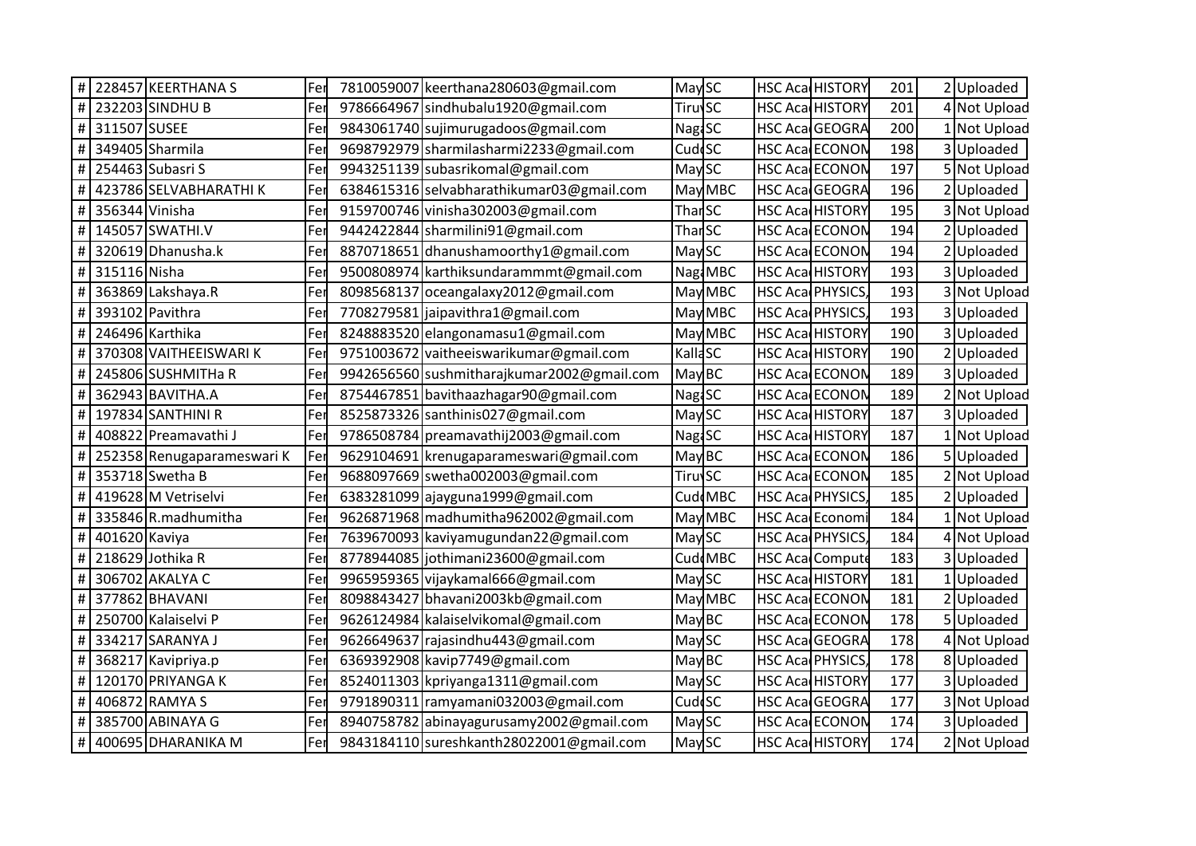| # | 228457 | KEERTHANA S | Fe | 7810059007 | keerthana280603@gmail.com | May | SC | HSC Aca | HISTORY | 201 | 2 | Uploaded |
|---|---|---|---|---|---|---|---|---|---|---|---|---|
| # | 232203 | SINDHU B | Fe | 9786664967 | sindhubalu1920@gmail.com | Tiru | SC | HSC Aca | HISTORY | 201 | 4 | Not Upload |
| # | 311507 | SUSEE | Fe | 9843061740 | sujimurugadoos@gmail.com | Nag | SC | HSC Aca | GEOGRA | 200 | 1 | Not Upload |
| # | 349405 | Sharmila | Fe | 9698792979 | sharmilasharmi2233@gmail.com | Cud | SC | HSC Aca | ECONON | 198 | 3 | Uploaded |
| # | 254463 | Subasri S | Fe | 9943251139 | subasrikomal@gmail.com | May | SC | HSC Aca | ECONON | 197 | 5 | Not Upload |
| # | 423786 | SELVABHARATHI K | Fe | 6384615316 | selvabharathikumar03@gmail.com | May | MBC | HSC Aca | GEOGRA | 196 | 2 | Uploaded |
| # | 356344 | Vinisha | Fe | 9159700746 | vinisha302003@gmail.com | Thar | SC | HSC Aca | HISTORY | 195 | 3 | Not Upload |
| # | 145057 | SWATHI.V | Fe | 9442422844 | sharmilini91@gmail.com | Thar | SC | HSC Aca | ECONON | 194 | 2 | Uploaded |
| # | 320619 | Dhanusha.k | Fe | 8870718651 | dhanushamoorthy1@gmail.com | May | SC | HSC Aca | ECONON | 194 | 2 | Uploaded |
| # | 315116 | Nisha | Fe | 9500808974 | karthiksundarammmt@gmail.com | Nag | MBC | HSC Aca | HISTORY | 193 | 3 | Uploaded |
| # | 363869 | Lakshaya.R | Fe | 8098568137 | oceangalaxy2012@gmail.com | May | MBC | HSC Aca | PHYSICS, | 193 | 3 | Not Upload |
| # | 393102 | Pavithra | Fe | 7708279581 | jaipavithra1@gmail.com | May | MBC | HSC Aca | PHYSICS, | 193 | 3 | Uploaded |
| # | 246496 | Karthika | Fe | 8248883520 | elangonamasu1@gmail.com | May | MBC | HSC Aca | HISTORY | 190 | 3 | Uploaded |
| # | 370308 | VAITHEEISWARI K | Fe | 9751003672 | vaitheeiswarikumar@gmail.com | Kalla | SC | HSC Aca | HISTORY | 190 | 2 | Uploaded |
| # | 245806 | SUSHMITHa R | Fe | 9942656560 | sushmitharajkumar2002@gmail.com | May | BC | HSC Aca | ECONON | 189 | 3 | Uploaded |
| # | 362943 | BAVITHA.A | Fe | 8754467851 | bavithaazhagar90@gmail.com | Nag | SC | HSC Aca | ECONON | 189 | 2 | Not Upload |
| # | 197834 | SANTHINI R | Fe | 8525873326 | santhinis027@gmail.com | May | SC | HSC Aca | HISTORY | 187 | 3 | Uploaded |
| # | 408822 | Preamavathi J | Fe | 9786508784 | preamavathij2003@gmail.com | Nag | SC | HSC Aca | HISTORY | 187 | 1 | Not Upload |
| # | 252358 | Renugaparameswari K | Fe | 9629104691 | krenugaparameswari@gmail.com | May | BC | HSC Aca | ECONON | 186 | 5 | Uploaded |
| # | 353718 | Swetha B | Fe | 9688097669 | swetha002003@gmail.com | Tiru | SC | HSC Aca | ECONON | 185 | 2 | Not Upload |
| # | 419628 | M Vetriselvi | Fe | 6383281099 | ajayguna1999@gmail.com | Cud | MBC | HSC Aca | PHYSICS, | 185 | 2 | Uploaded |
| # | 335846 | R.madhumitha | Fe | 9626871968 | madhumitha962002@gmail.com | May | MBC | HSC Aca | Economi | 184 | 1 | Not Upload |
| # | 401620 | Kaviya | Fe | 7639670093 | kaviyamugundan22@gmail.com | May | SC | HSC Aca | PHYSICS, | 184 | 4 | Not Upload |
| # | 218629 | Jothika R | Fe | 8778944085 | jothimani23600@gmail.com | Cud | MBC | HSC Aca | Compute | 183 | 3 | Uploaded |
| # | 306702 | AKALYA C | Fe | 9965959365 | vijaykamal666@gmail.com | May | SC | HSC Aca | HISTORY | 181 | 1 | Uploaded |
| # | 377862 | BHAVANI | Fe | 8098843427 | bhavani2003kb@gmail.com | May | MBC | HSC Aca | ECONON | 181 | 2 | Uploaded |
| # | 250700 | Kalaiselvi P | Fe | 9626124984 | kalaiselvikomal@gmail.com | May | BC | HSC Aca | ECONON | 178 | 5 | Uploaded |
| # | 334217 | SARANYA J | Fe | 9626649637 | rajasindhu443@gmail.com | May | SC | HSC Aca | GEOGRA | 178 | 4 | Not Upload |
| # | 368217 | Kavipriya.p | Fe | 6369392908 | kavip7749@gmail.com | May | BC | HSC Aca | PHYSICS, | 178 | 8 | Uploaded |
| # | 120170 | PRIYANGA K | Fe | 8524011303 | kpriyanga1311@gmail.com | May | SC | HSC Aca | HISTORY | 177 | 3 | Uploaded |
| # | 406872 | RAMYA S | Fe | 9791890311 | ramyamani032003@gmail.com | Cud | SC | HSC Aca | GEOGRA | 177 | 3 | Not Upload |
| # | 385700 | ABINAYA G | Fe | 8940758782 | abinayagurusamy2002@gmail.com | May | SC | HSC Aca | ECONON | 174 | 3 | Uploaded |
| # | 400695 | DHARANIKA M | Fe | 9843184110 | sureshkanth28022001@gmail.com | May | SC | HSC Aca | HISTORY | 174 | 2 | Not Upload |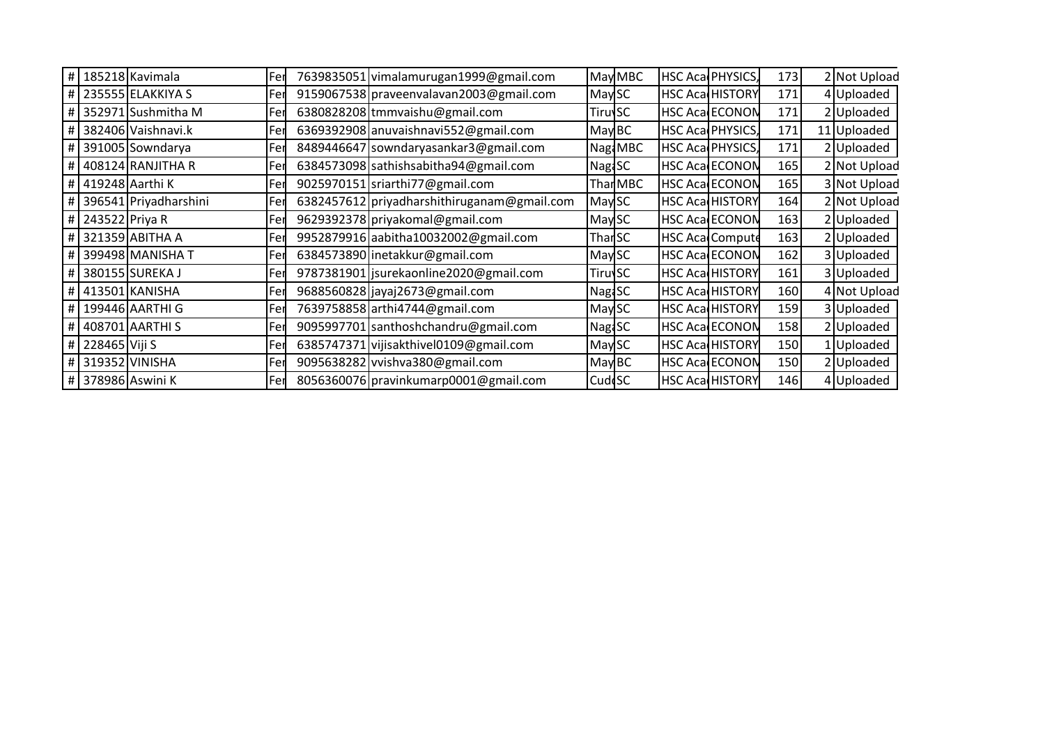| | | | | | | | | | | | | |
|---|---|---|---|---|---|---|---|---|---|---|---|---|
| # | 185218 | Kavimala | Fer | 7639835051 | vimalamurugan1999@gmail.com | May | MBC | HSC Aca | PHYSICS, | 173 | 2 | Not Upload |
| # | 235555 | ELAKKIYA S | Fer | 9159067538 | praveenvalavan2003@gmail.com | May | SC | HSC Aca | HISTORY | 171 | 4 | Uploaded |
| # | 352971 | Sushmitha M | Fer | 6380828208 | tmmvaishu@gmail.com | Tiru | SC | HSC Aca | ECONON | 171 | 2 | Uploaded |
| # | 382406 | Vaishnavi.k | Fer | 6369392908 | anuvaishnavi552@gmail.com | May | BC | HSC Aca | PHYSICS, | 171 | 11 | Uploaded |
| # | 391005 | Sowndarya | Fer | 8489446647 | sowndaryasankar3@gmail.com | Naga | MBC | HSC Aca | PHYSICS, | 171 | 2 | Uploaded |
| # | 408124 | RANJITHA R | Fer | 6384573098 | sathishsabitha94@gmail.com | Naga | SC | HSC Aca | ECONON | 165 | 2 | Not Upload |
| # | 419248 | Aarthi K | Fer | 9025970151 | sriarthi77@gmail.com | Thar | MBC | HSC Aca | ECONON | 165 | 3 | Not Upload |
| # | 396541 | Priyadharshini | Fer | 6382457612 | priyadharshithiruganam@gmail.com | May | SC | HSC Aca | HISTORY | 164 | 2 | Not Upload |
| # | 243522 | Priya R | Fer | 9629392378 | priyakomal@gmail.com | May | SC | HSC Aca | ECONON | 163 | 2 | Uploaded |
| # | 321359 | ABITHA A | Fer | 9952879916 | aabitha10032002@gmail.com | Thar | SC | HSC Aca | Compute | 163 | 2 | Uploaded |
| # | 399498 | MANISHA T | Fer | 6384573890 | inetakkur@gmail.com | May | SC | HSC Aca | ECONON | 162 | 3 | Uploaded |
| # | 380155 | SUREKA J | Fer | 9787381901 | jsurekaonline2020@gmail.com | Tiru | SC | HSC Aca | HISTORY | 161 | 3 | Uploaded |
| # | 413501 | KANISHA | Fer | 9688560828 | jayaj2673@gmail.com | Naga | SC | HSC Aca | HISTORY | 160 | 4 | Not Upload |
| # | 199446 | AARTHI G | Fer | 7639758858 | arthi4744@gmail.com | May | SC | HSC Aca | HISTORY | 159 | 3 | Uploaded |
| # | 408701 | AARTHI S | Fer | 9095997701 | santhoshchandru@gmail.com | Naga | SC | HSC Aca | ECONON | 158 | 2 | Uploaded |
| # | 228465 | Viji S | Fer | 6385747371 | vijisakthivel0109@gmail.com | May | SC | HSC Aca | HISTORY | 150 | 1 | Uploaded |
| # | 319352 | VINISHA | Fer | 9095638282 | vvishva380@gmail.com | May | BC | HSC Aca | ECONON | 150 | 2 | Uploaded |
| # | 378986 | Aswini K | Fer | 8056360076 | pravinkumarp0001@gmail.com | Cudc | SC | HSC Aca | HISTORY | 146 | 4 | Uploaded |